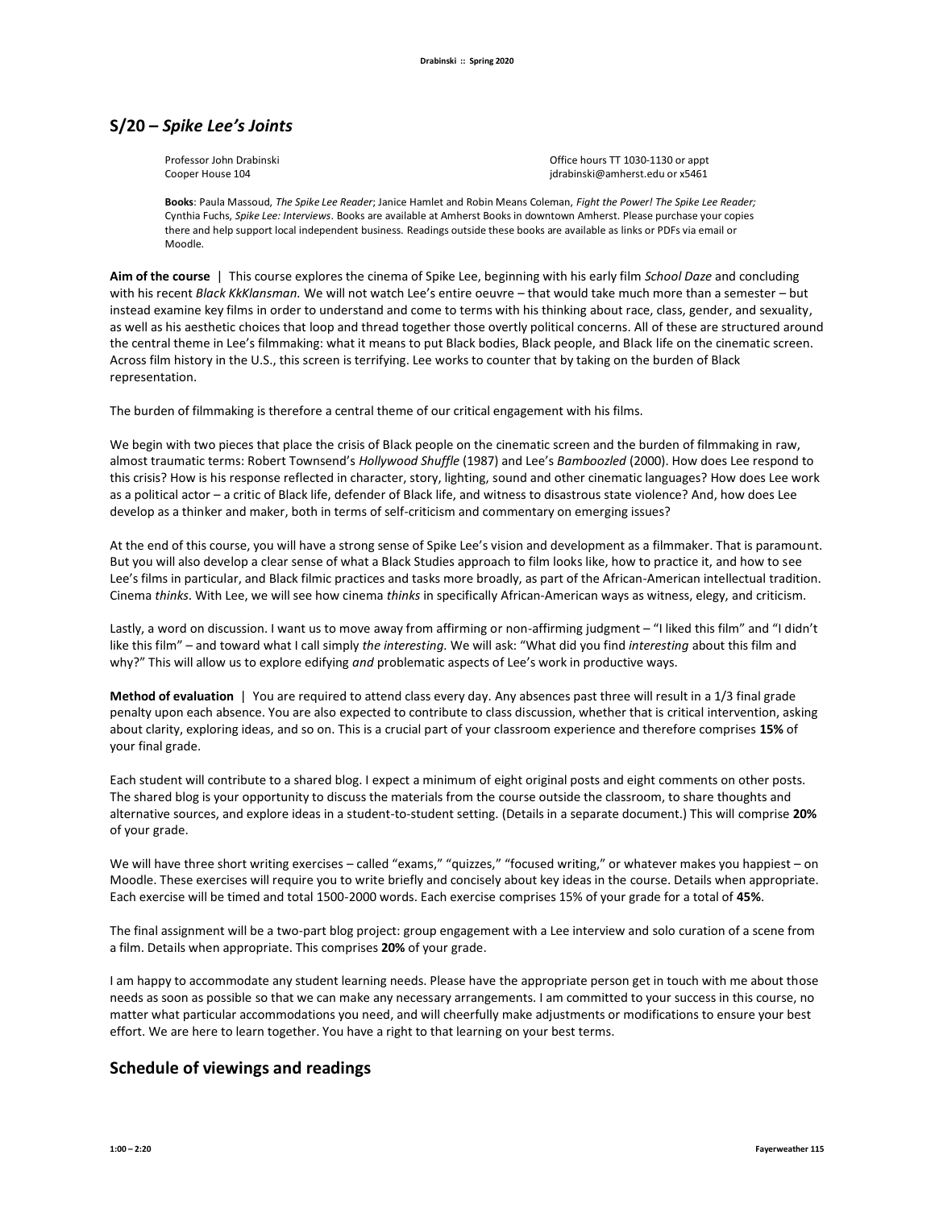## S/20 – *Spike Lee's Joints*

Professor John Drabinski
Cooper House 104

Office hours TT 1030-1130 or appt
jdrabinski@amherst.edu or x5461

**Books**: Paula Massoud, *The Spike Lee Reader*; Janice Hamlet and Robin Means Coleman, *Fight the Power! The Spike Lee Reader;* Cynthia Fuchs, *Spike Lee: Interviews*. Books are available at Amherst Books in downtown Amherst. Please purchase your copies there and help support local independent business. Readings outside these books are available as links or PDFs via email or Moodle.

**Aim of the course** | This course explores the cinema of Spike Lee, beginning with his early film *School Daze* and concluding with his recent *Black KkKlansman.* We will not watch Lee's entire oeuvre – that would take much more than a semester – but instead examine key films in order to understand and come to terms with his thinking about race, class, gender, and sexuality, as well as his aesthetic choices that loop and thread together those overtly political concerns. All of these are structured around the central theme in Lee's filmmaking: what it means to put Black bodies, Black people, and Black life on the cinematic screen. Across film history in the U.S., this screen is terrifying. Lee works to counter that by taking on the burden of Black representation.

The burden of filmmaking is therefore a central theme of our critical engagement with his films.

We begin with two pieces that place the crisis of Black people on the cinematic screen and the burden of filmmaking in raw, almost traumatic terms: Robert Townsend's *Hollywood Shuffle* (1987) and Lee's *Bamboozled* (2000). How does Lee respond to this crisis? How is his response reflected in character, story, lighting, sound and other cinematic languages? How does Lee work as a political actor – a critic of Black life, defender of Black life, and witness to disastrous state violence? And, how does Lee develop as a thinker and maker, both in terms of self-criticism and commentary on emerging issues?

At the end of this course, you will have a strong sense of Spike Lee's vision and development as a filmmaker. That is paramount. But you will also develop a clear sense of what a Black Studies approach to film looks like, how to practice it, and how to see Lee's films in particular, and Black filmic practices and tasks more broadly, as part of the African-American intellectual tradition. Cinema *thinks*. With Lee, we will see how cinema *thinks* in specifically African-American ways as witness, elegy, and criticism.

Lastly, a word on discussion. I want us to move away from affirming or non-affirming judgment – "I liked this film" and "I didn't like this film" – and toward what I call simply *the interesting.* We will ask: "What did you find *interesting* about this film and why?" This will allow us to explore edifying *and* problematic aspects of Lee's work in productive ways.

**Method of evaluation** | You are required to attend class every day. Any absences past three will result in a 1/3 final grade penalty upon each absence. You are also expected to contribute to class discussion, whether that is critical intervention, asking about clarity, exploring ideas, and so on. This is a crucial part of your classroom experience and therefore comprises **15%** of your final grade.

Each student will contribute to a shared blog. I expect a minimum of eight original posts and eight comments on other posts. The shared blog is your opportunity to discuss the materials from the course outside the classroom, to share thoughts and alternative sources, and explore ideas in a student-to-student setting. (Details in a separate document.) This will comprise **20%** of your grade.

We will have three short writing exercises – called "exams," "quizzes," "focused writing," or whatever makes you happiest – on Moodle. These exercises will require you to write briefly and concisely about key ideas in the course. Details when appropriate. Each exercise will be timed and total 1500-2000 words. Each exercise comprises 15% of your grade for a total of **45%**.

The final assignment will be a two-part blog project: group engagement with a Lee interview and solo curation of a scene from a film. Details when appropriate. This comprises **20%** of your grade.

I am happy to accommodate any student learning needs. Please have the appropriate person get in touch with me about those needs as soon as possible so that we can make any necessary arrangements. I am committed to your success in this course, no matter what particular accommodations you need, and will cheerfully make adjustments or modifications to ensure your best effort. We are here to learn together. You have a right to that learning on your best terms.

## Schedule of viewings and readings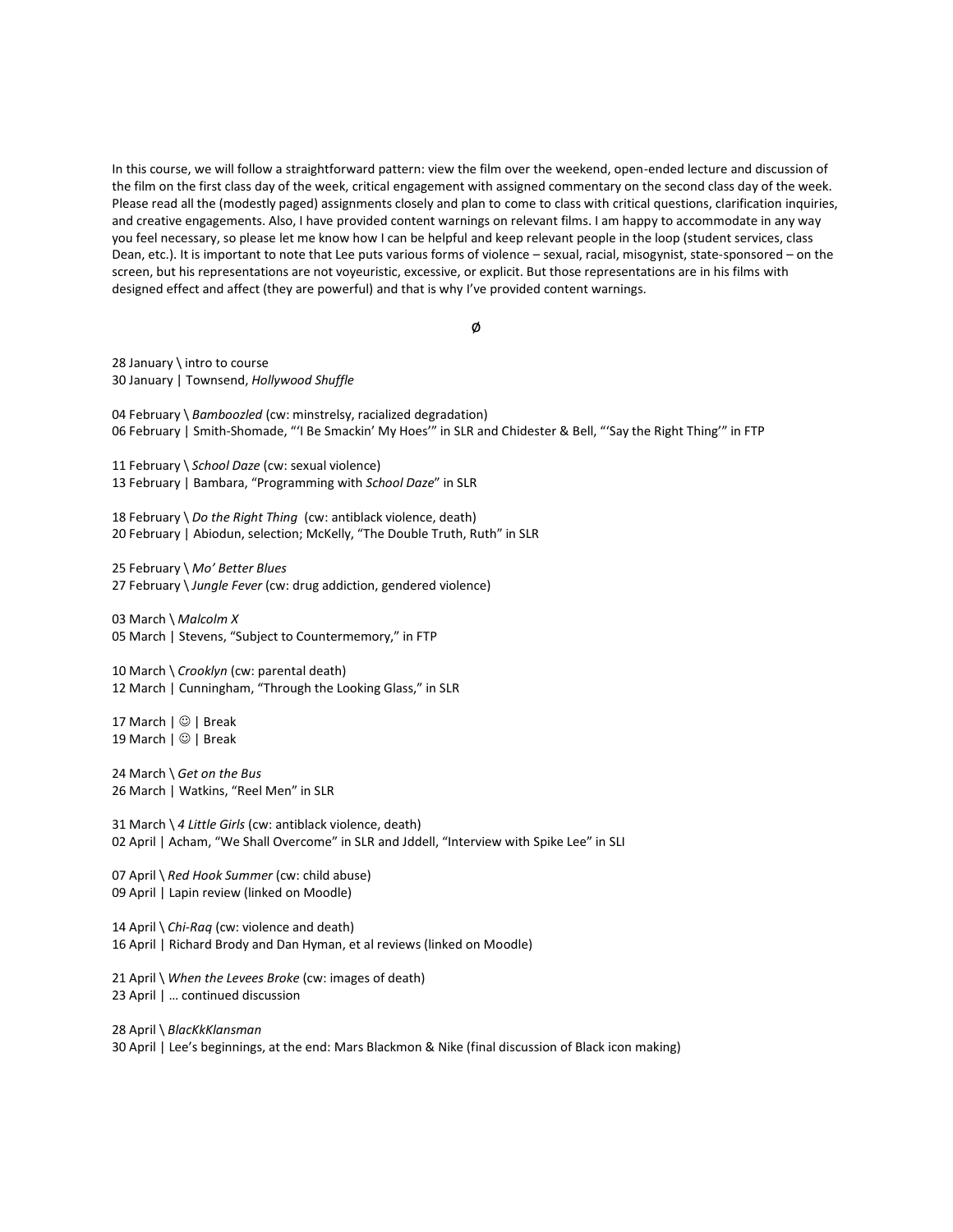In this course, we will follow a straightforward pattern: view the film over the weekend, open-ended lecture and discussion of the film on the first class day of the week, critical engagement with assigned commentary on the second class day of the week. Please read all the (modestly paged) assignments closely and plan to come to class with critical questions, clarification inquiries, and creative engagements. Also, I have provided content warnings on relevant films. I am happy to accommodate in any way you feel necessary, so please let me know how I can be helpful and keep relevant people in the loop (student services, class Dean, etc.). It is important to note that Lee puts various forms of violence – sexual, racial, misogynist, state-sponsored – on the screen, but his representations are not voyeuristic, excessive, or explicit. But those representations are in his films with designed effect and affect (they are powerful) and that is why I've provided content warnings.

ø

28 January \ intro to course
30 January | Townsend, *Hollywood Shuffle*

04 February \ *Bamboozled* (cw: minstrelsy, racialized degradation)
06 February | Smith-Shomade, "'I Be Smackin' My Hoes'" in SLR and Chidester & Bell, "'Say the Right Thing'" in FTP

11 February \ *School Daze* (cw: sexual violence)
13 February | Bambara, "Programming with *School Daze*" in SLR

18 February \ *Do the Right Thing* (cw: antiblack violence, death)
20 February | Abiodun, selection; McKelly, "The Double Truth, Ruth" in SLR

25 February \ *Mo' Better Blues*
27 February \ *Jungle Fever* (cw: drug addiction, gendered violence)

03 March \ *Malcolm X*
05 March | Stevens, "Subject to Countermemory," in FTP

10 March \ *Crooklyn* (cw: parental death)
12 March | Cunningham, "Through the Looking Glass," in SLR

17 March | ☺ | Break
19 March | ☺ | Break

24 March \ *Get on the Bus*
26 March | Watkins, "Reel Men" in SLR

31 March \ *4 Little Girls* (cw: antiblack violence, death)
02 April | Acham, "We Shall Overcome" in SLR and Jddell, "Interview with Spike Lee" in SLI

07 April \ *Red Hook Summer* (cw: child abuse)
09 April | Lapin review (linked on Moodle)

14 April \ *Chi-Raq* (cw: violence and death)
16 April | Richard Brody and Dan Hyman, et al reviews (linked on Moodle)

21 April \ *When the Levees Broke* (cw: images of death)
23 April | … continued discussion

28 April \ *BlacKkKlansman*
30 April | Lee's beginnings, at the end: Mars Blackmon & Nike (final discussion of Black icon making)